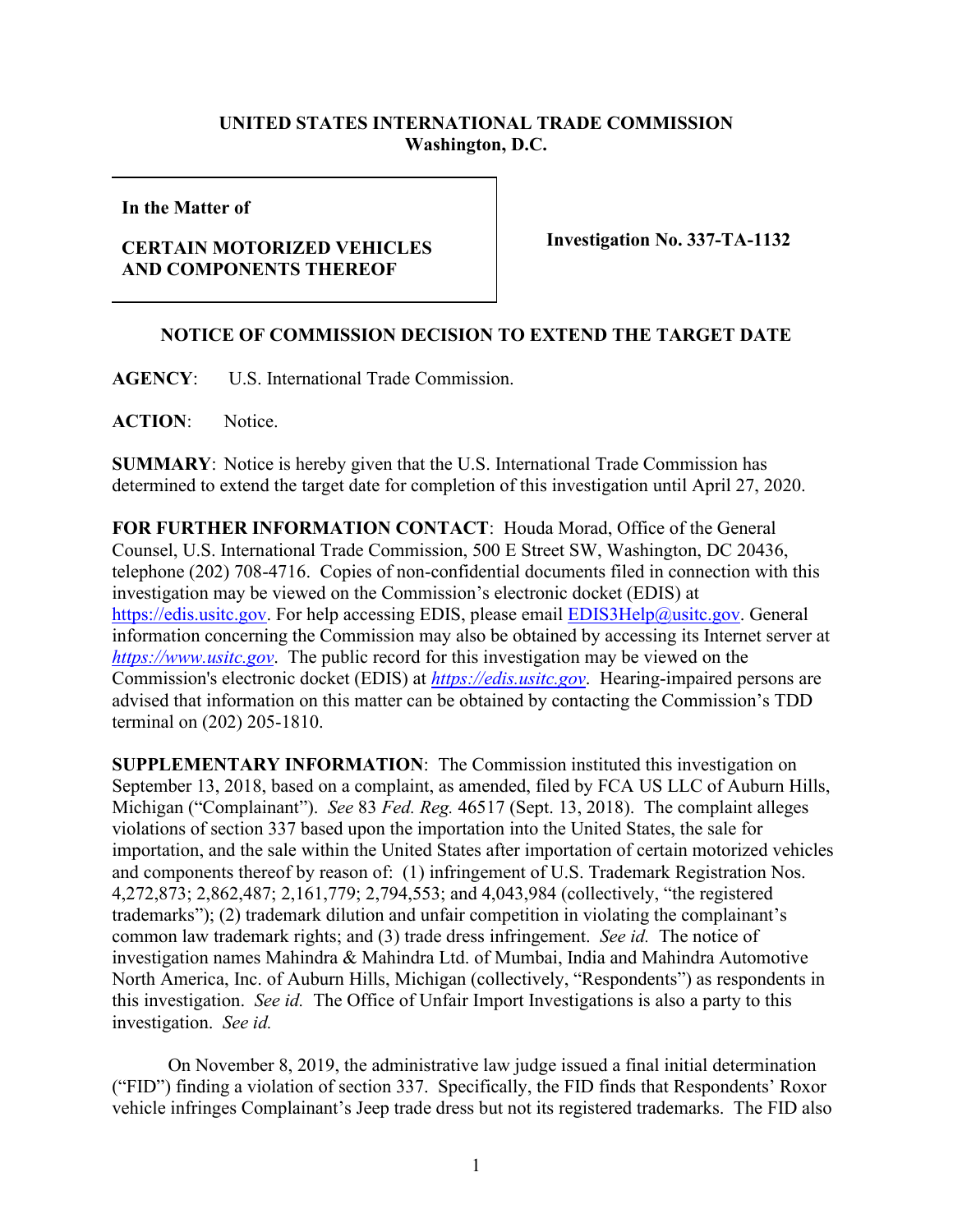**UNITED STATES INTERNATIONAL TRADE COMMISSION**
**Washington, D.C.**

| In the Matter of | |
|---|---|
| **CERTAIN MOTORIZED VEHICLES AND COMPONENTS THEREOF** | **Investigation No. 337-TA-1132** |

**NOTICE OF COMMISSION DECISION TO EXTEND THE TARGET DATE**

**AGENCY**: U.S. International Trade Commission.

**ACTION**: Notice.

**SUMMARY**: Notice is hereby given that the U.S. International Trade Commission has determined to extend the target date for completion of this investigation until April 27, 2020.

**FOR FURTHER INFORMATION CONTACT**: Houda Morad, Office of the General Counsel, U.S. International Trade Commission, 500 E Street SW, Washington, DC 20436, telephone (202) 708-4716. Copies of non-confidential documents filed in connection with this investigation may be viewed on the Commission's electronic docket (EDIS) at https://edis.usitc.gov. For help accessing EDIS, please email EDIS3Help@usitc.gov. General information concerning the Commission may also be obtained by accessing its Internet server at *https://www.usitc.gov*. The public record for this investigation may be viewed on the Commission's electronic docket (EDIS) at *https://edis.usitc.gov*. Hearing-impaired persons are advised that information on this matter can be obtained by contacting the Commission's TDD terminal on (202) 205-1810.

**SUPPLEMENTARY INFORMATION**: The Commission instituted this investigation on September 13, 2018, based on a complaint, as amended, filed by FCA US LLC of Auburn Hills, Michigan ("Complainant"). *See* 83 *Fed. Reg.* 46517 (Sept. 13, 2018). The complaint alleges violations of section 337 based upon the importation into the United States, the sale for importation, and the sale within the United States after importation of certain motorized vehicles and components thereof by reason of: (1) infringement of U.S. Trademark Registration Nos. 4,272,873; 2,862,487; 2,161,779; 2,794,553; and 4,043,984 (collectively, "the registered trademarks"); (2) trademark dilution and unfair competition in violating the complainant's common law trademark rights; and (3) trade dress infringement. *See id.* The notice of investigation names Mahindra & Mahindra Ltd. of Mumbai, India and Mahindra Automotive North America, Inc. of Auburn Hills, Michigan (collectively, "Respondents") as respondents in this investigation. *See id.* The Office of Unfair Import Investigations is also a party to this investigation. *See id.*

On November 8, 2019, the administrative law judge issued a final initial determination ("FID") finding a violation of section 337. Specifically, the FID finds that Respondents' Roxor vehicle infringes Complainant's Jeep trade dress but not its registered trademarks. The FID also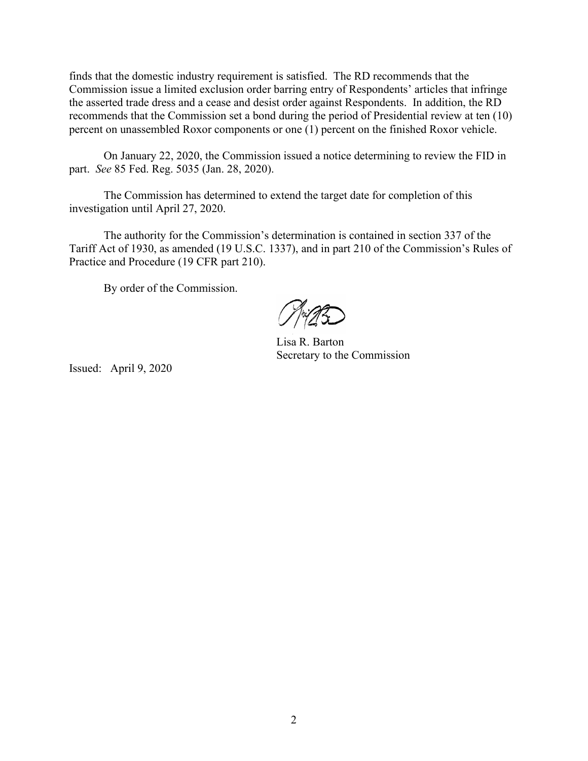finds that the domestic industry requirement is satisfied. The RD recommends that the Commission issue a limited exclusion order barring entry of Respondents' articles that infringe the asserted trade dress and a cease and desist order against Respondents. In addition, the RD recommends that the Commission set a bond during the period of Presidential review at ten (10) percent on unassembled Roxor components or one (1) percent on the finished Roxor vehicle.

On January 22, 2020, the Commission issued a notice determining to review the FID in part. *See* 85 Fed. Reg. 5035 (Jan. 28, 2020).

The Commission has determined to extend the target date for completion of this investigation until April 27, 2020.

The authority for the Commission's determination is contained in section 337 of the Tariff Act of 1930, as amended (19 U.S.C. 1337), and in part 210 of the Commission's Rules of Practice and Procedure (19 CFR part 210).

By order of the Commission.

Lisa R. Barton
Secretary to the Commission

Issued: April 9, 2020